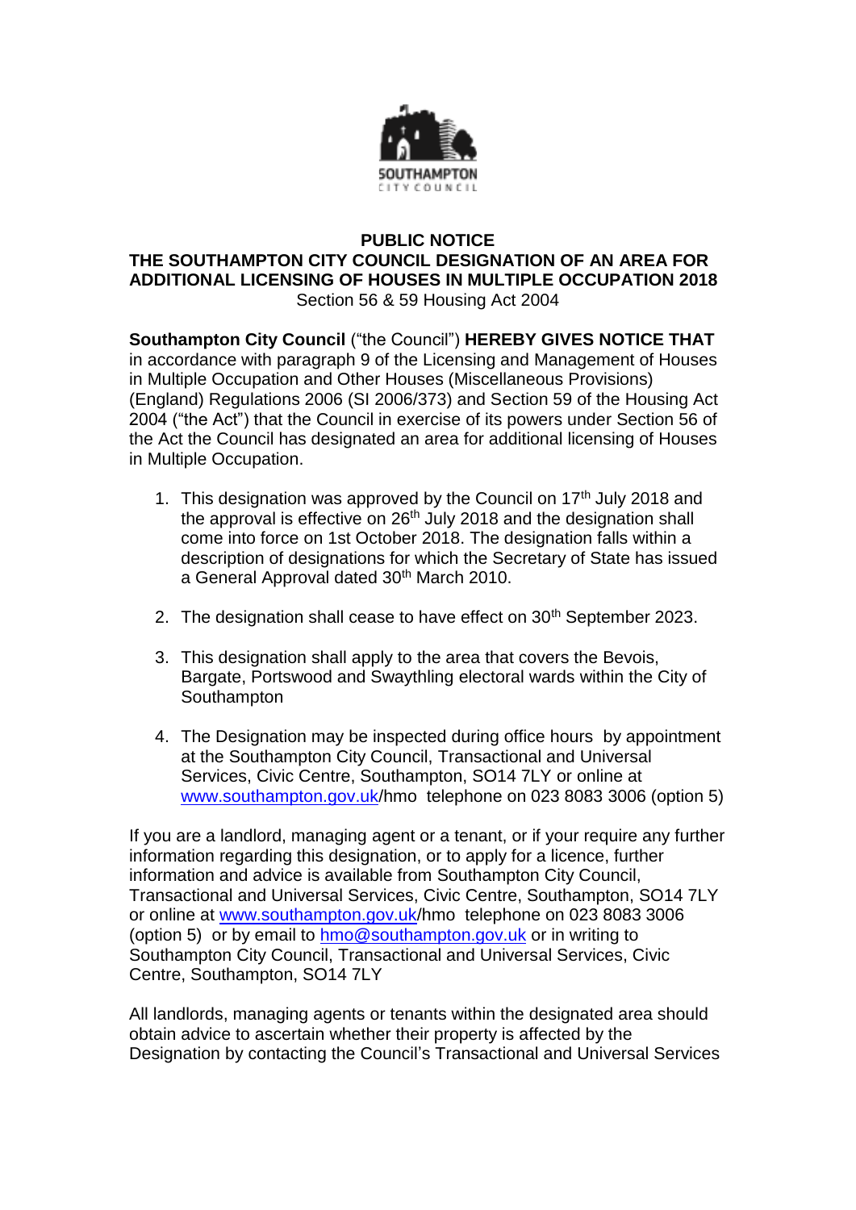# PUBLIC NOTICE

## THE SOUTHAMPTON CITY COUNCIL DESIGNATION OF AN AREA FOR ADDITIONAL LICENSING OF HOUSES IN MULTIPLE OCCUPATION 2018

Section 56 & 59 Housing Act 2004

**Southampton City Council** ("the Council") **HEREBY GIVES NOTICE THAT** in accordance with paragraph 9 of the Licensing and Management of Houses in Multiple Occupation and Other Houses (Miscellaneous Provisions) (England) Regulations 2006 (SI 2006/373) and Section 59 of the Housing Act 2004 ("the Act") that the Council in exercise of its powers under Section 56 of the Act the Council has designated an area for additional licensing of Houses in Multiple Occupation.

1. This designation was approved by the Council on 17th July 2018 and the approval is effective on 26th July 2018 and the designation shall come into force on 1st October 2018. The designation falls within a description of designations for which the Secretary of State has issued a General Approval dated 30th March 2010.

2. The designation shall cease to have effect on 30th September 2023.

3. This designation shall apply to the area that covers the Bevois, Bargate, Portswood and Swaythling electoral wards within the City of Southampton

4. The Designation may be inspected during office hours by appointment at the Southampton City Council, Transactional and Universal Services, Civic Centre, Southampton, SO14 7LY or online at www.southampton.gov.uk/hmo telephone on 023 8083 3006 (option 5)

If you are a landlord, managing agent or a tenant, or if your require any further information regarding this designation, or to apply for a licence, further information and advice is available from Southampton City Council, Transactional and Universal Services, Civic Centre, Southampton, SO14 7LY or online at www.southampton.gov.uk/hmo telephone on 023 8083 3006 (option 5) or by email to hmo@southampton.gov.uk or in writing to Southampton City Council, Transactional and Universal Services, Civic Centre, Southampton, SO14 7LY

All landlords, managing agents or tenants within the designated area should obtain advice to ascertain whether their property is affected by the Designation by contacting the Council's Transactional and Universal Services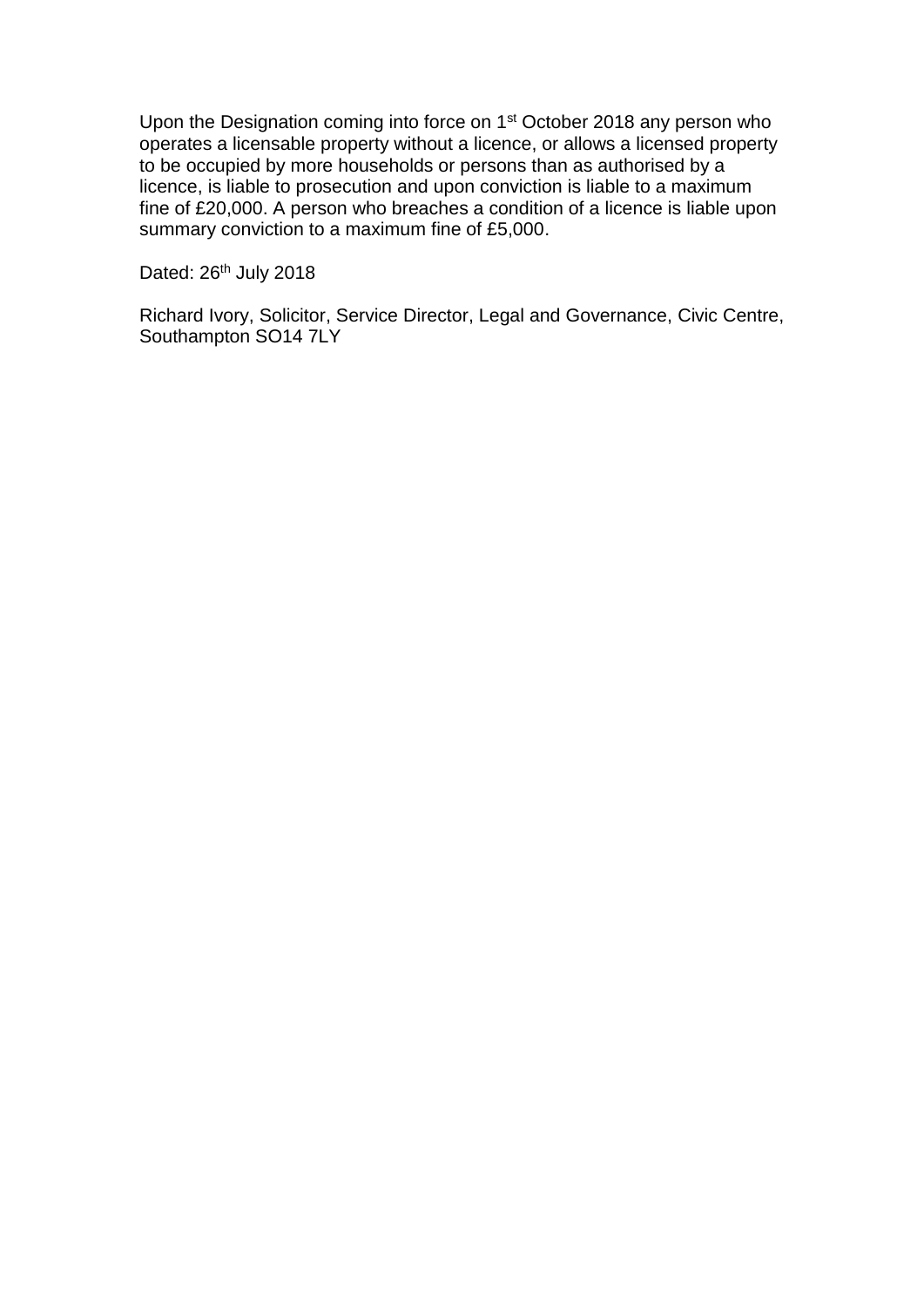Upon the Designation coming into force on 1st October 2018 any person who operates a licensable property without a licence, or allows a licensed property to be occupied by more households or persons than as authorised by a licence, is liable to prosecution and upon conviction is liable to a maximum fine of £20,000. A person who breaches a condition of a licence is liable upon summary conviction to a maximum fine of £5,000.

Dated: 26th July 2018

Richard Ivory, Solicitor, Service Director, Legal and Governance, Civic Centre, Southampton SO14 7LY